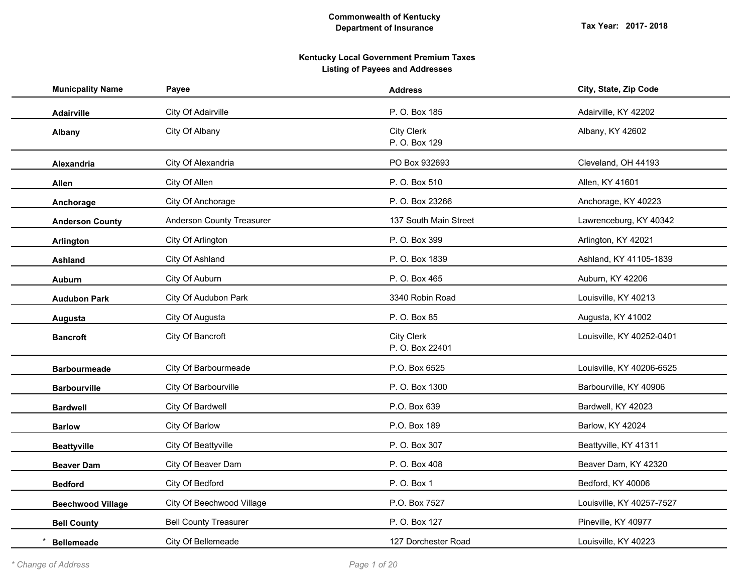**Commonwealth of Kentucky**
**Department of Insurance**

**Tax Year: 2017- 2018**

## Kentucky Local Government Premium Taxes
## Listing of Payees and Addresses

| Municpality Name | Payee | Address | City, State, Zip Code |
|---|---|---|---|
| **Adairville** | City Of Adairville | P. O. Box 185 | Adairville, KY 42202 |
| **Albany** | City Of Albany | City Clerk<br>P. O. Box 129 | Albany, KY 42602 |
| **Alexandria** | City Of Alexandria | PO Box 932693 | Cleveland, OH 44193 |
| **Allen** | City Of Allen | P. O. Box 510 | Allen, KY 41601 |
| **Anchorage** | City Of Anchorage | P. O. Box 23266 | Anchorage, KY 40223 |
| **Anderson County** | Anderson County Treasurer | 137 South Main Street | Lawrenceburg, KY 40342 |
| **Arlington** | City Of Arlington | P. O. Box 399 | Arlington, KY 42021 |
| **Ashland** | City Of Ashland | P. O. Box 1839 | Ashland, KY 41105-1839 |
| **Auburn** | City Of Auburn | P. O. Box 465 | Auburn, KY 42206 |
| **Audubon Park** | City Of Audubon Park | 3340 Robin Road | Louisville, KY 40213 |
| **Augusta** | City Of Augusta | P. O. Box 85 | Augusta, KY 41002 |
| **Bancroft** | City Of Bancroft | City Clerk<br>P. O. Box 22401 | Louisville, KY 40252-0401 |
| **Barbourmeade** | City Of Barbourmeade | P.O. Box 6525 | Louisville, KY 40206-6525 |
| **Barbourville** | City Of Barbourville | P. O. Box 1300 | Barbourville, KY 40906 |
| **Bardwell** | City Of Bardwell | P.O. Box 639 | Bardwell, KY 42023 |
| **Barlow** | City Of Barlow | P.O. Box 189 | Barlow, KY 42024 |
| **Beattyville** | City Of Beattyville | P. O. Box 307 | Beattyville, KY 41311 |
| **Beaver Dam** | City Of Beaver Dam | P. O. Box 408 | Beaver Dam, KY 42320 |
| **Bedford** | City Of Bedford | P. O. Box 1 | Bedford, KY 40006 |
| **Beechwood Village** | City Of Beechwood Village | P.O. Box 7527 | Louisville, KY 40257-7527 |
| **Bell County** | Bell County Treasurer | P. O. Box 127 | Pineville, KY 40977 |
| * **Bellemeade** | City Of Bellemeade | 127 Dorchester Road | Louisville, KY 40223 |

*\* Change of Address*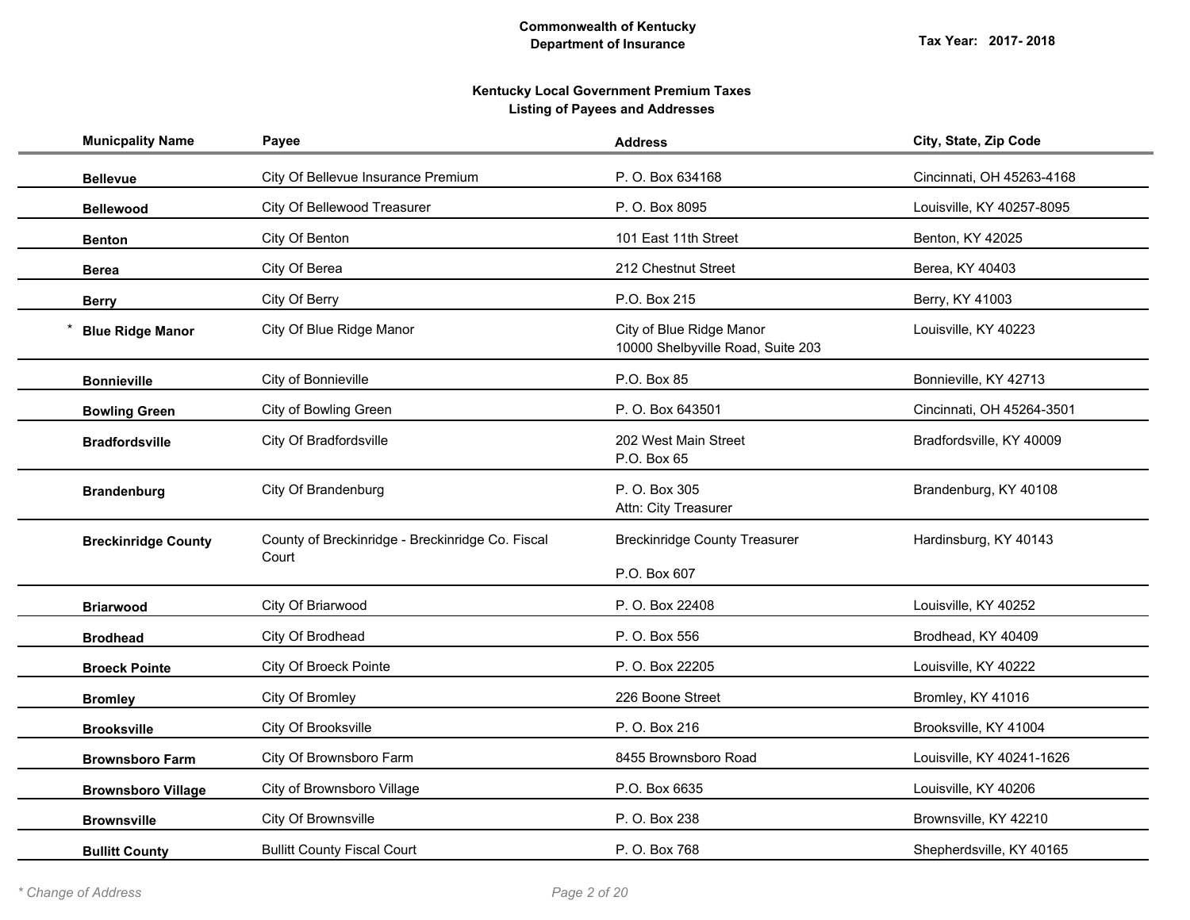**Commonwealth of Kentucky**
**Department of Insurance**

**Tax Year: 2017- 2018**

**Kentucky Local Government Premium Taxes**
**Listing of Payees and Addresses**

| Municpality Name | Payee | Address | City, State, Zip Code |
|---|---|---|---|
| **Bellevue** | City Of Bellevue Insurance Premium | P. O. Box 634168 | Cincinnati, OH 45263-4168 |
| **Bellewood** | City Of Bellewood Treasurer | P. O. Box 8095 | Louisville, KY 40257-8095 |
| **Benton** | City Of Benton | 101 East 11th Street | Benton, KY 42025 |
| **Berea** | City Of Berea | 212 Chestnut Street | Berea, KY 40403 |
| **Berry** | City Of Berry | P.O. Box 215 | Berry, KY 41003 |
| * **Blue Ridge Manor** | City Of Blue Ridge Manor | City of Blue Ridge Manor<br>10000 Shelbyville Road, Suite 203 | Louisville, KY 40223 |
| **Bonnieville** | City of Bonnieville | P.O. Box 85 | Bonnieville, KY 42713 |
| **Bowling Green** | City of Bowling Green | P. O. Box 643501 | Cincinnati, OH 45264-3501 |
| **Bradfordsville** | City Of Bradfordsville | 202 West Main Street<br>P.O. Box 65 | Bradfordsville, KY 40009 |
| **Brandenburg** | City Of Brandenburg | P. O. Box 305<br>Attn: City Treasurer | Brandenburg, KY 40108 |
| **Breckinridge County** | County of Breckinridge - Breckinridge Co. Fiscal Court | Breckinridge County Treasurer<br>P.O. Box 607 | Hardinsburg, KY 40143 |
| **Briarwood** | City Of Briarwood | P. O. Box 22408 | Louisville, KY 40252 |
| **Brodhead** | City Of Brodhead | P. O. Box 556 | Brodhead, KY 40409 |
| **Broeck Pointe** | City Of Broeck Pointe | P. O. Box 22205 | Louisville, KY 40222 |
| **Bromley** | City Of Bromley | 226 Boone Street | Bromley, KY 41016 |
| **Brooksville** | City Of Brooksville | P. O. Box 216 | Brooksville, KY 41004 |
| **Brownsboro Farm** | City Of Brownsboro Farm | 8455 Brownsboro Road | Louisville, KY 40241-1626 |
| **Brownsboro Village** | City of Brownsboro Village | P.O. Box 6635 | Louisville, KY 40206 |
| **Brownsville** | City Of Brownsville | P. O. Box 238 | Brownsville, KY 42210 |
| **Bullitt County** | Bullitt County Fiscal Court | P. O. Box 768 | Shepherdsville, KY 40165 |

*\* Change of Address*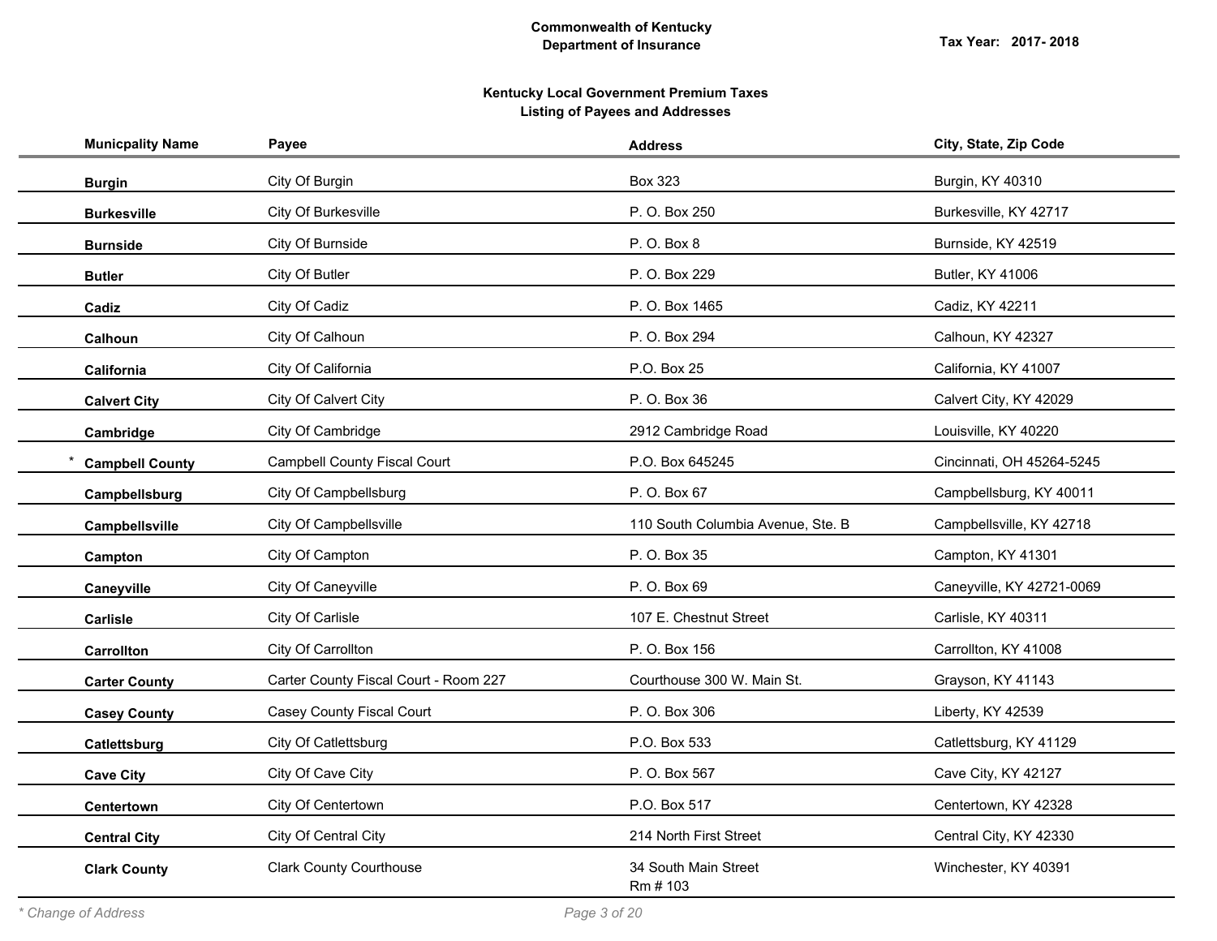**Commonwealth of Kentucky**
**Department of Insurance**

**Tax Year: 2017- 2018**

**Kentucky Local Government Premium Taxes**
**Listing of Payees and Addresses**

| Mun火pality Name | Payee | Address | City, State, Zip Code |
|---|---|---|---|
| **Burgin** | City Of Burgin | Box 323 | Burgin, KY 40310 |
| **Burkesville** | City Of Burkesville | P. O. Box 250 | Burkesville, KY 42717 |
| **Burnside** | City Of Burnside | P. O. Box 8 | Burnside, KY 42519 |
| **Butler** | City Of Butler | P. O. Box 229 | Butler, KY 41006 |
| **Cadiz** | City Of Cadiz | P. O. Box 1465 | Cadiz, KY 42211 |
| **Calhoun** | City Of Calhoun | P. O. Box 294 | Calhoun, KY 42327 |
| **California** | City Of California | P.O. Box 25 | California, KY 41007 |
| **Calvert City** | City Of Calvert City | P. O. Box 36 | Calvert City, KY 42029 |
| **Cambridge** | City Of Cambridge | 2912 Cambridge Road | Louisville, KY 40220 |
| * **Campbell County** | Campbell County Fiscal Court | P.O. Box 645245 | Cincinnati, OH 45264-5245 |
| **Campbellsburg** | City Of Campbellsburg | P. O. Box 67 | Campbellsburg, KY 40011 |
| **Campbellsville** | City Of Campbellsville | 110 South Columbia Avenue, Ste. B | Campbellsville, KY 42718 |
| **Campton** | City Of Campton | P. O. Box 35 | Campton, KY 41301 |
| **Caneyville** | City Of Caneyville | P. O. Box 69 | Caneyville, KY 42721-0069 |
| **Carlisle** | City Of Carlisle | 107 E. Chestnut Street | Carlisle, KY 40311 |
| **Carrollton** | City Of Carrollton | P. O. Box 156 | Carrollton, KY 41008 |
| **Carter County** | Carter County Fiscal Court - Room 227 | Courthouse 300 W. Main St. | Grayson, KY 41143 |
| **Casey County** | Casey County Fiscal Court | P. O. Box 306 | Liberty, KY 42539 |
| **Catlettsburg** | City Of Catlettsburg | P.O. Box 533 | Catlettsburg, KY 41129 |
| **Cave City** | City Of Cave City | P. O. Box 567 | Cave City, KY 42127 |
| **Centertown** | City Of Centertown | P.O. Box 517 | Centertown, KY 42328 |
| **Central City** | City Of Central City | 214 North First Street | Central City, KY 42330 |
| **Clark County** | Clark County Courthouse | 34 South Main Street Rm # 103 | Winchester, KY 40391 |

*\* Change of Address*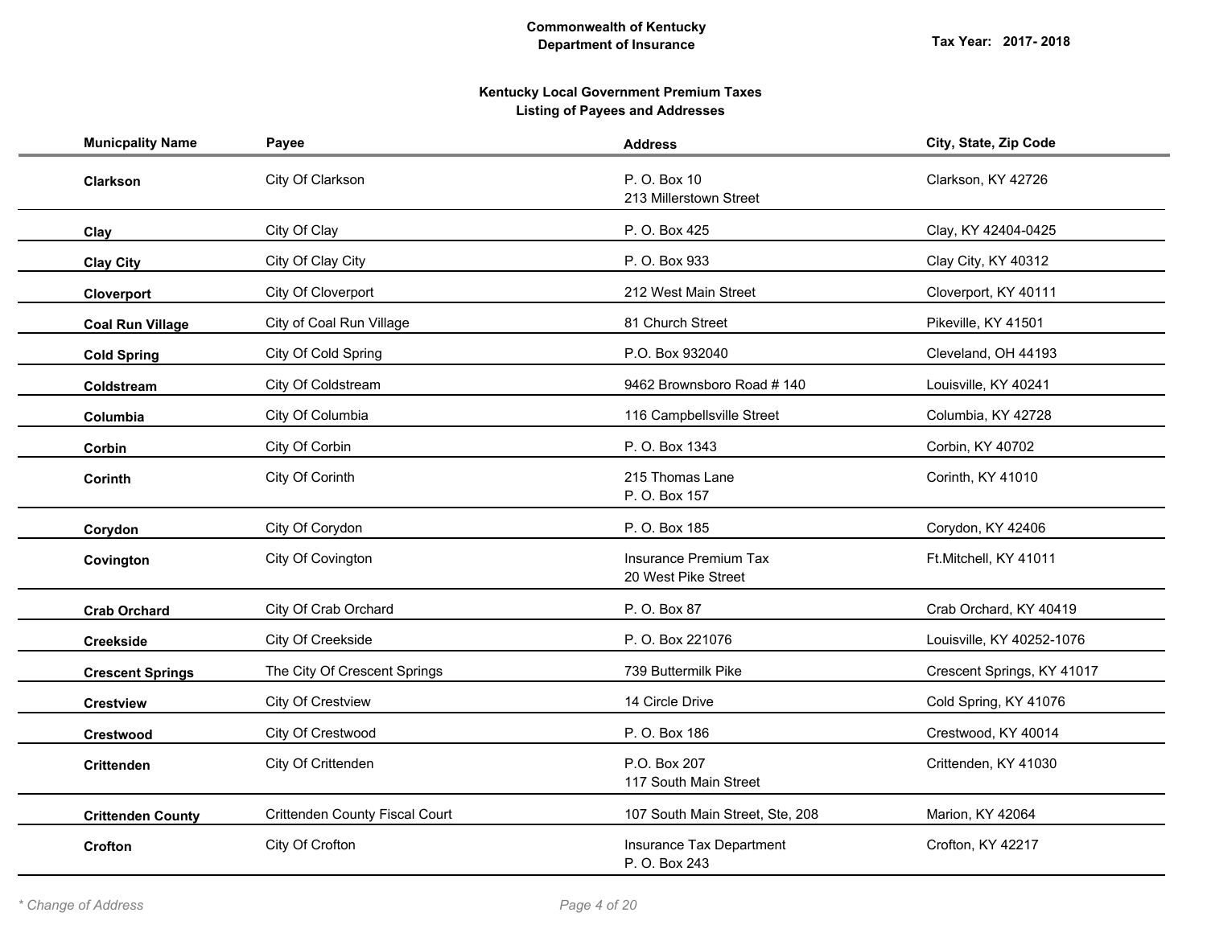**Commonwealth of Kentucky**
**Department of Insurance**

Tax Year: 2017- 2018

**Kentucky Local Government Premium Taxes**
**Listing of Payees and Addresses**

| Municpality Name | Payee | Address | City, State, Zip Code |
|---|---|---|---|
| **Clarkson** | City Of Clarkson | P. O. Box 10<br>213 Millerstown Street | Clarkson, KY 42726 |
| **Clay** | City Of Clay | P. O. Box 425 | Clay, KY 42404-0425 |
| **Clay City** | City Of Clay City | P. O. Box 933 | Clay City, KY 40312 |
| **Cloverport** | City Of Cloverport | 212 West Main Street | Cloverport, KY 40111 |
| **Coal Run Village** | City of Coal Run Village | 81 Church Street | Pikeville, KY 41501 |
| **Cold Spring** | City Of Cold Spring | P.O. Box 932040 | Cleveland, OH 44193 |
| **Coldstream** | City Of Coldstream | 9462 Brownsboro Road # 140 | Louisville, KY 40241 |
| **Columbia** | City Of Columbia | 116 Campbellsville Street | Columbia, KY 42728 |
| **Corbin** | City Of Corbin | P. O. Box 1343 | Corbin, KY 40702 |
| **Corinth** | City Of Corinth | 215 Thomas Lane<br>P. O. Box 157 | Corinth, KY 41010 |
| **Corydon** | City Of Corydon | P. O. Box 185 | Corydon, KY 42406 |
| **Covington** | City Of Covington | Insurance Premium Tax<br>20 West Pike Street | Ft.Mitchell, KY 41011 |
| **Crab Orchard** | City Of Crab Orchard | P. O. Box 87 | Crab Orchard, KY 40419 |
| **Creekside** | City Of Creekside | P. O. Box 221076 | Louisville, KY 40252-1076 |
| **Crescent Springs** | The City Of Crescent Springs | 739 Buttermilk Pike | Crescent Springs, KY 41017 |
| **Crestview** | City Of Crestview | 14 Circle Drive | Cold Spring, KY 41076 |
| **Crestwood** | City Of Crestwood | P. O. Box 186 | Crestwood, KY 40014 |
| **Crittenden** | City Of Crittenden | P.O. Box 207<br>117 South Main Street | Crittenden, KY 41030 |
| **Crittenden County** | Crittenden County Fiscal Court | 107 South Main Street, Ste, 208 | Marion, KY 42064 |
| **Crofton** | City Of Crofton | Insurance Tax Department<br>P. O. Box 243 | Crofton, KY 42217 |

*\* Change of Address*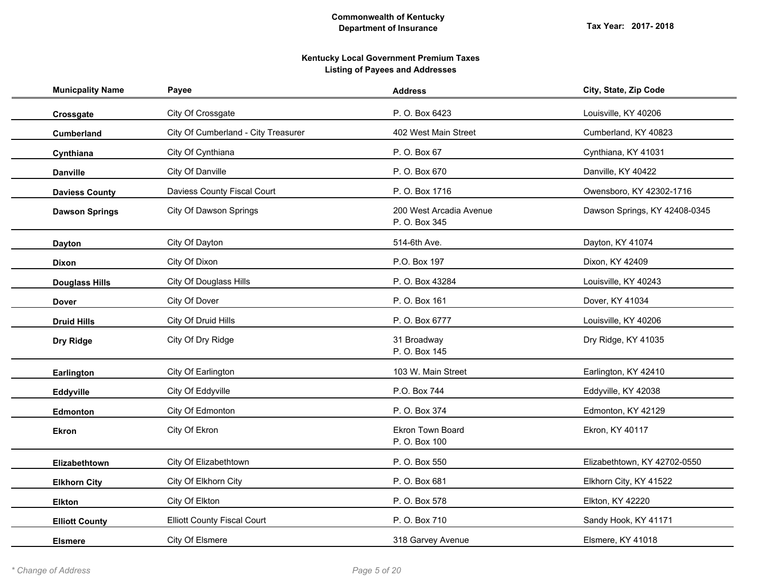**Commonwealth of Kentucky**
**Department of Insurance**

**Tax Year: 2017- 2018**

**Kentucky Local Government Premium Taxes**
**Listing of Payees and Addresses**

| Municpality Name | Payee | Address | City, State, Zip Code |
|---|---|---|---|
| **Crossgate** | City Of Crossgate | P. O. Box 6423 | Louisville, KY 40206 |
| **Cumberland** | City Of Cumberland - City Treasurer | 402 West Main Street | Cumberland, KY 40823 |
| **Cynthiana** | City Of Cynthiana | P. O. Box 67 | Cynthiana, KY 41031 |
| **Danville** | City Of Danville | P. O. Box 670 | Danville, KY 40422 |
| **Daviess County** | Daviess County Fiscal Court | P. O. Box 1716 | Owensboro, KY 42302-1716 |
| **Dawson Springs** | City Of Dawson Springs | 200 West Arcadia Avenue<br>P. O. Box 345 | Dawson Springs, KY 42408-0345 |
| **Dayton** | City Of Dayton | 514-6th Ave. | Dayton, KY 41074 |
| **Dixon** | City Of Dixon | P.O. Box 197 | Dixon, KY 42409 |
| **Douglass Hills** | City Of Douglass Hills | P. O. Box 43284 | Louisville, KY 40243 |
| **Dover** | City Of Dover | P. O. Box 161 | Dover, KY 41034 |
| **Druid Hills** | City Of Druid Hills | P. O. Box 6777 | Louisville, KY 40206 |
| **Dry Ridge** | City Of Dry Ridge | 31 Broadway<br>P. O. Box 145 | Dry Ridge, KY 41035 |
| **Earlington** | City Of Earlington | 103 W. Main Street | Earlington, KY 42410 |
| **Eddyville** | City Of Eddyville | P.O. Box 744 | Eddyville, KY 42038 |
| **Edmonton** | City Of Edmonton | P. O. Box 374 | Edmonton, KY 42129 |
| **Ekron** | City Of Ekron | Ekron Town Board<br>P. O. Box 100 | Ekron, KY 40117 |
| **Elizabethtown** | City Of Elizabethtown | P. O. Box 550 | Elizabethtown, KY 42702-0550 |
| **Elkhorn City** | City Of Elkhorn City | P. O. Box 681 | Elkhorn City, KY 41522 |
| **Elkton** | City Of Elkton | P. O. Box 578 | Elkton, KY 42220 |
| **Elliott County** | Elliott County Fiscal Court | P. O. Box 710 | Sandy Hook, KY 41171 |
| **Elsmere** | City Of Elsmere | 318 Garvey Avenue | Elsmere, KY 41018 |

*\* Change of Address*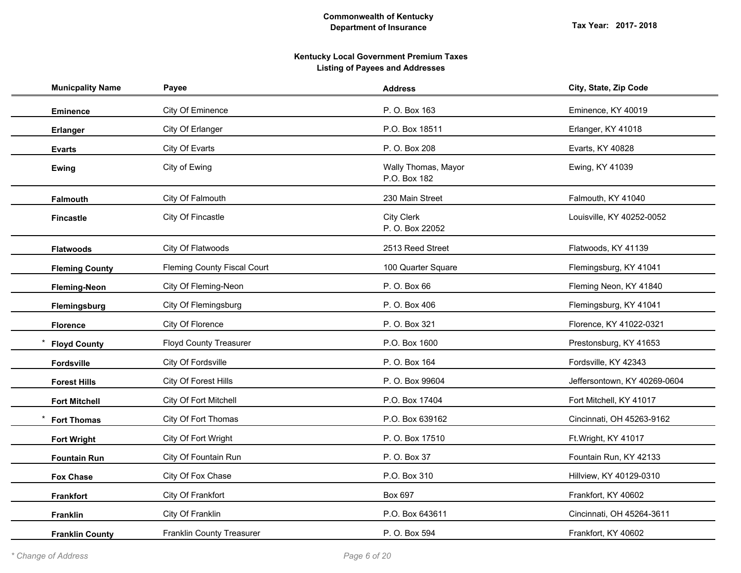**Commonwealth of Kentucky**
**Department of Insurance**

**Tax Year: 2017- 2018**

**Kentucky Local Government Premium Taxes**
**Listing of Payees and Addresses**

| Municpality Name | Payee | Address | City, State, Zip Code |
|---|---|---|---|
| **Eminence** | City Of Eminence | P. O. Box 163 | Eminence, KY 40019 |
| **Erlanger** | City Of Erlanger | P.O. Box 18511 | Erlanger, KY 41018 |
| **Evarts** | City Of Evarts | P. O. Box 208 | Evarts, KY 40828 |
| **Ewing** | City of Ewing | Wally Thomas, Mayor<br>P.O. Box 182 | Ewing, KY 41039 |
| **Falmouth** | City Of Falmouth | 230 Main Street | Falmouth, KY 41040 |
| **Fincastle** | City Of Fincastle | City Clerk<br>P. O. Box 22052 | Louisville, KY 40252-0052 |
| **Flatwoods** | City Of Flatwoods | 2513 Reed Street | Flatwoods, KY 41139 |
| **Fleming County** | Fleming County Fiscal Court | 100 Quarter Square | Flemingsburg, KY 41041 |
| **Fleming-Neon** | City Of Fleming-Neon | P. O. Box 66 | Fleming Neon, KY 41840 |
| **Flemingsburg** | City Of Flemingsburg | P. O. Box 406 | Flemingsburg, KY 41041 |
| **Florence** | City Of Florence | P. O. Box 321 | Florence, KY 41022-0321 |
| * **Floyd County** | Floyd County Treasurer | P.O. Box 1600 | Prestonsburg, KY 41653 |
| **Fordsville** | City Of Fordsville | P. O. Box 164 | Fordsville, KY 42343 |
| **Forest Hills** | City Of Forest Hills | P. O. Box 99604 | Jeffersontown, KY 40269-0604 |
| **Fort Mitchell** | City Of Fort Mitchell | P.O. Box 17404 | Fort Mitchell, KY 41017 |
| * **Fort Thomas** | City Of Fort Thomas | P.O. Box 639162 | Cincinnati, OH 45263-9162 |
| **Fort Wright** | City Of Fort Wright | P. O. Box 17510 | Ft.Wright, KY 41017 |
| **Fountain Run** | City Of Fountain Run | P. O. Box 37 | Fountain Run, KY 42133 |
| **Fox Chase** | City Of Fox Chase | P.O. Box 310 | Hillview, KY 40129-0310 |
| **Frankfort** | City Of Frankfort | Box 697 | Frankfort, KY 40602 |
| **Franklin** | City Of Franklin | P.O. Box 643611 | Cincinnati, OH 45264-3611 |
| **Franklin County** | Franklin County Treasurer | P. O. Box 594 | Frankfort, KY 40602 |

*\* Change of Address*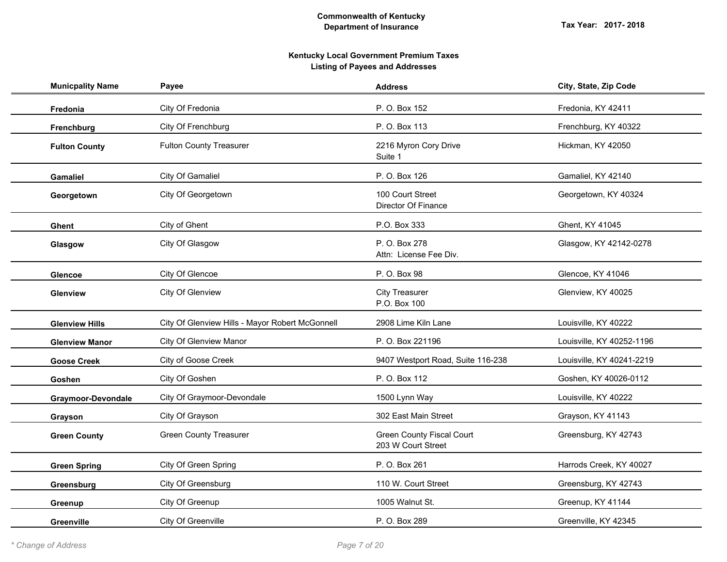**Commonwealth of Kentucky**
**Department of Insurance**

**Tax Year: 2017- 2018**

## Kentucky Local Government Premium Taxes
## Listing of Payees and Addresses

| Municpality Name | Payee | Address | City, State, Zip Code |
|---|---|---|---|
| **Fredonia** | City Of Fredonia | P. O. Box 152 | Fredonia, KY 42411 |
| **Frenchburg** | City Of Frenchburg | P. O. Box 113 | Frenchburg, KY 40322 |
| **Fulton County** | Fulton County Treasurer | 2216 Myron Cory Drive<br>Suite 1 | Hickman, KY 42050 |
| **Gamaliel** | City Of Gamaliel | P. O. Box 126 | Gamaliel, KY 42140 |
| **Georgetown** | City Of Georgetown | 100 Court Street<br>Director Of Finance | Georgetown, KY 40324 |
| **Ghent** | City of Ghent | P.O. Box 333 | Ghent, KY 41045 |
| **Glasgow** | City Of Glasgow | P. O. Box 278<br>Attn: License Fee Div. | Glasgow, KY 42142-0278 |
| **Glencoe** | City Of Glencoe | P. O. Box 98 | Glencoe, KY 41046 |
| **Glenview** | City Of Glenview | City Treasurer<br>P.O. Box 100 | Glenview, KY 40025 |
| **Glenview Hills** | City Of Glenview Hills - Mayor Robert McGonnell | 2908 Lime Kiln Lane | Louisville, KY 40222 |
| **Glenview Manor** | City Of Glenview Manor | P. O. Box 221196 | Louisville, KY 40252-1196 |
| **Goose Creek** | City of Goose Creek | 9407 Westport Road, Suite 116-238 | Louisville, KY 40241-2219 |
| **Goshen** | City Of Goshen | P. O. Box 112 | Goshen, KY 40026-0112 |
| **Graymoor-Devondale** | City Of Graymoor-Devondale | 1500 Lynn Way | Louisville, KY 40222 |
| **Grayson** | City Of Grayson | 302 East Main Street | Grayson, KY 41143 |
| **Green County** | Green County Treasurer | Green County Fiscal Court<br>203 W Court Street | Greensburg, KY 42743 |
| **Green Spring** | City Of Green Spring | P. O. Box 261 | Harrods Creek, KY 40027 |
| **Greensburg** | City Of Greensburg | 110 W. Court Street | Greensburg, KY 42743 |
| **Greenup** | City Of Greenup | 1005 Walnut St. | Greenup, KY 41144 |
| **Greenville** | City Of Greenville | P. O. Box 289 | Greenville, KY 42345 |

*\* Change of Address*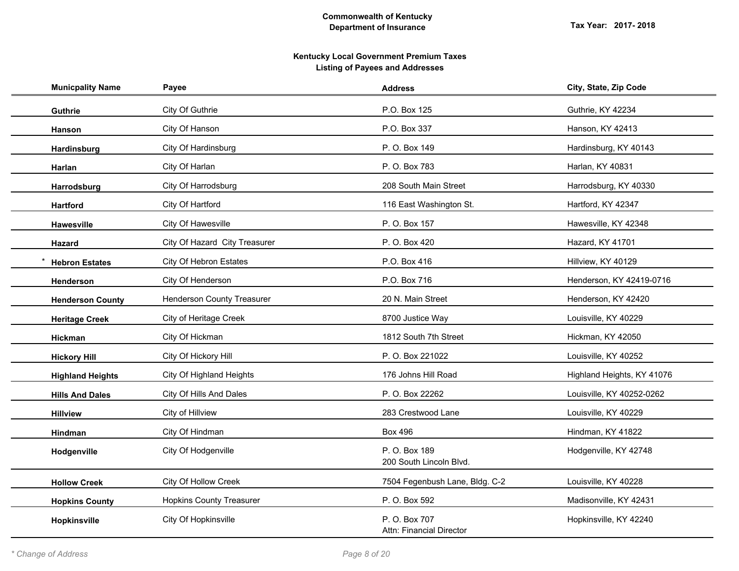**Commonwealth of Kentucky**
**Department of Insurance**

**Tax Year: 2017- 2018**

**Kentucky Local Government Premium Taxes**
**Listing of Payees and Addresses**

| Municpality Name | Payee | Address | City, State, Zip Code |
|---|---|---|---|
| **Guthrie** | City Of Guthrie | P.O. Box 125 | Guthrie, KY 42234 |
| **Hanson** | City Of Hanson | P.O. Box 337 | Hanson, KY 42413 |
| **Hardinsburg** | City Of Hardinsburg | P. O. Box 149 | Hardinsburg, KY 40143 |
| **Harlan** | City Of Harlan | P. O. Box 783 | Harlan, KY 40831 |
| **Harrodsburg** | City Of Harrodsburg | 208 South Main Street | Harrodsburg, KY 40330 |
| **Hartford** | City Of Hartford | 116 East Washington St. | Hartford, KY 42347 |
| **Hawesville** | City Of Hawesville | P. O. Box 157 | Hawesville, KY 42348 |
| **Hazard** | City Of Hazard City Treasurer | P. O. Box 420 | Hazard, KY 41701 |
| * **Hebron Estates** | City Of Hebron Estates | P.O. Box 416 | Hillview, KY 40129 |
| **Henderson** | City Of Henderson | P.O. Box 716 | Henderson, KY 42419-0716 |
| **Henderson County** | Henderson County Treasurer | 20 N. Main Street | Henderson, KY 42420 |
| **Heritage Creek** | City of Heritage Creek | 8700 Justice Way | Louisville, KY 40229 |
| **Hickman** | City Of Hickman | 1812 South 7th Street | Hickman, KY 42050 |
| **Hickory Hill** | City Of Hickory Hill | P. O. Box 221022 | Louisville, KY 40252 |
| **Highland Heights** | City Of Highland Heights | 176 Johns Hill Road | Highland Heights, KY 41076 |
| **Hills And Dales** | City Of Hills And Dales | P. O. Box 22262 | Louisville, KY 40252-0262 |
| **Hillview** | City of Hillview | 283 Crestwood Lane | Louisville, KY 40229 |
| **Hindman** | City Of Hindman | Box 496 | Hindman, KY 41822 |
| **Hodgenville** | City Of Hodgenville | P. O. Box 189<br>200 South Lincoln Blvd. | Hodgenville, KY 42748 |
| **Hollow Creek** | City Of Hollow Creek | 7504 Fegenbush Lane, Bldg. C-2 | Louisville, KY 40228 |
| **Hopkins County** | Hopkins County Treasurer | P. O. Box 592 | Madisonville, KY 42431 |
| **Hopkinsville** | City Of Hopkinsville | P. O. Box 707<br>Attn: Financial Director | Hopkinsville, KY 42240 |

*\* Change of Address*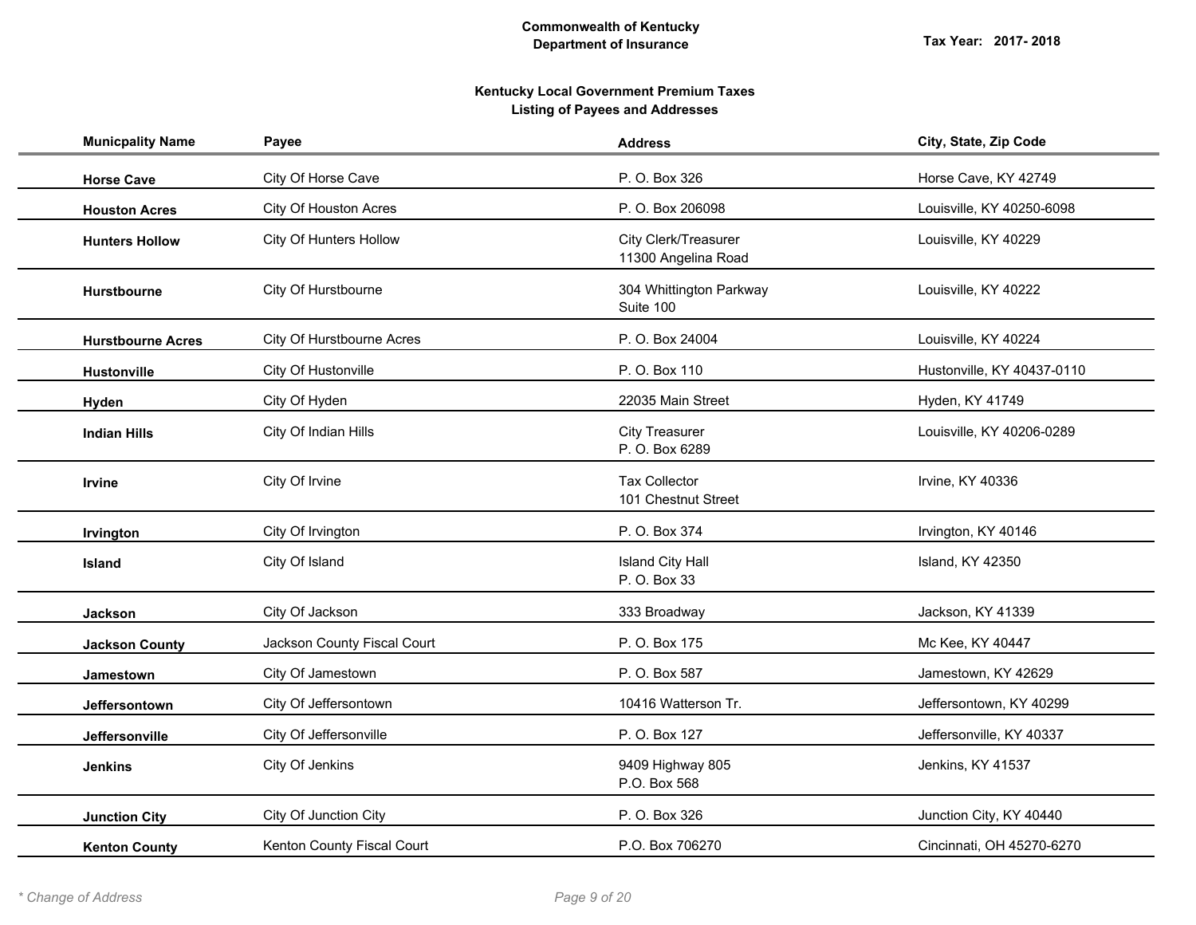**Commonwealth of Kentucky**
**Department of Insurance**

**Tax Year: 2017- 2018**

**Kentucky Local Government Premium Taxes**
**Listing of Payees and Addresses**

| Municpality Name | Payee | Address | City, State, Zip Code |
|---|---|---|---|
| **Horse Cave** | City Of Horse Cave | P. O. Box 326 | Horse Cave, KY 42749 |
| **Houston Acres** | City Of Houston Acres | P. O. Box 206098 | Louisville, KY 40250-6098 |
| **Hunters Hollow** | City Of Hunters Hollow | City Clerk/Treasurer<br>11300 Angelina Road | Louisville, KY 40229 |
| **Hurstbourne** | City Of Hurstbourne | 304 Whittington Parkway<br>Suite 100 | Louisville, KY 40222 |
| **Hurstbourne Acres** | City Of Hurstbourne Acres | P. O. Box 24004 | Louisville, KY 40224 |
| **Hustonville** | City Of Hustonville | P. O. Box 110 | Hustonville, KY 40437-0110 |
| **Hyden** | City Of Hyden | 22035 Main Street | Hyden, KY 41749 |
| **Indian Hills** | City Of Indian Hills | City Treasurer<br>P. O. Box 6289 | Louisville, KY 40206-0289 |
| **Irvine** | City Of Irvine | Tax Collector<br>101 Chestnut Street | Irvine, KY 40336 |
| **Irvington** | City Of Irvington | P. O. Box 374 | Irvington, KY 40146 |
| **Island** | City Of Island | Island City Hall<br>P. O. Box 33 | Island, KY 42350 |
| **Jackson** | City Of Jackson | 333 Broadway | Jackson, KY 41339 |
| **Jackson County** | Jackson County Fiscal Court | P. O. Box 175 | Mc Kee, KY 40447 |
| **Jamestown** | City Of Jamestown | P. O. Box 587 | Jamestown, KY 42629 |
| **Jeffersontown** | City Of Jeffersontown | 10416 Watterson Tr. | Jeffersontown, KY 40299 |
| **Jeffersonville** | City Of Jeffersonville | P. O. Box 127 | Jeffersonville, KY 40337 |
| **Jenkins** | City Of Jenkins | 9409 Highway 805<br>P.O. Box 568 | Jenkins, KY 41537 |
| **Junction City** | City Of Junction City | P. O. Box 326 | Junction City, KY 40440 |
| **Kenton County** | Kenton County Fiscal Court | P.O. Box 706270 | Cincinnati, OH 45270-6270 |

*\* Change of Address*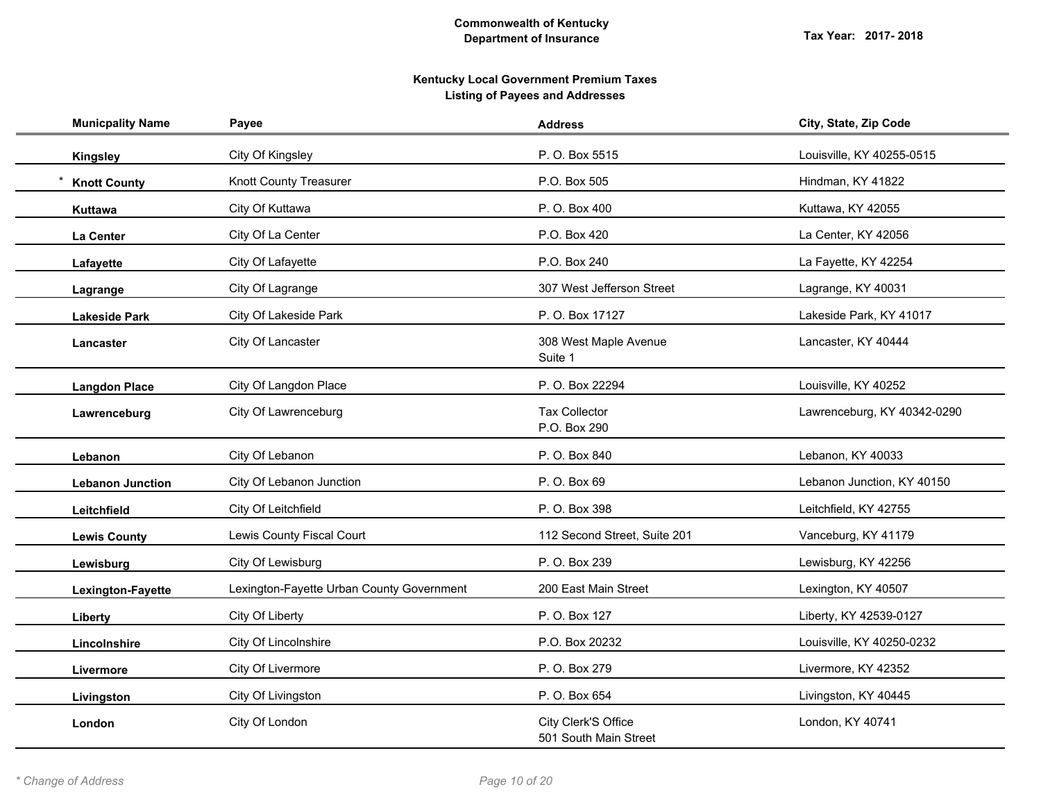**Commonwealth of Kentucky**
**Department of Insurance**

**Tax Year: 2017- 2018**

**Kentucky Local Government Premium Taxes**
**Listing of Payees and Addresses**

| Municpality Name | Payee | Address | City, State, Zip Code |
|---|---|---|---|
| **Kingsley** | City Of Kingsley | P. O. Box 5515 | Louisville, KY 40255-0515 |
| * **Knott County** | Knott County Treasurer | P.O. Box 505 | Hindman, KY 41822 |
| **Kuttawa** | City Of Kuttawa | P. O. Box 400 | Kuttawa, KY 42055 |
| **La Center** | City Of La Center | P.O. Box 420 | La Center, KY 42056 |
| **Lafayette** | City Of Lafayette | P.O. Box 240 | La Fayette, KY 42254 |
| **Lagrange** | City Of Lagrange | 307 West Jefferson Street | Lagrange, KY 40031 |
| **Lakeside Park** | City Of Lakeside Park | P. O. Box 17127 | Lakeside Park, KY 41017 |
| **Lancaster** | City Of Lancaster | 308 West Maple Avenue<br>Suite 1 | Lancaster, KY 40444 |
| **Langdon Place** | City Of Langdon Place | P. O. Box 22294 | Louisville, KY 40252 |
| **Lawrenceburg** | City Of Lawrenceburg | Tax Collector<br>P.O. Box 290 | Lawrenceburg, KY 40342-0290 |
| **Lebanon** | City Of Lebanon | P. O. Box 840 | Lebanon, KY 40033 |
| **Lebanon Junction** | City Of Lebanon Junction | P. O. Box 69 | Lebanon Junction, KY 40150 |
| **Leitchfield** | City Of Leitchfield | P. O. Box 398 | Leitchfield, KY 42755 |
| **Lewis County** | Lewis County Fiscal Court | 112 Second Street, Suite 201 | Vanceburg, KY 41179 |
| **Lewisburg** | City Of Lewisburg | P. O. Box 239 | Lewisburg, KY 42256 |
| **Lexington-Fayette** | Lexington-Fayette Urban County Government | 200 East Main Street | Lexington, KY 40507 |
| **Liberty** | City Of Liberty | P. O. Box 127 | Liberty, KY 42539-0127 |
| **Lincolnshire** | City Of Lincolnshire | P.O. Box 20232 | Louisville, KY 40250-0232 |
| **Livermore** | City Of Livermore | P. O. Box 279 | Livermore, KY 42352 |
| **Livingston** | City Of Livingston | P. O. Box 654 | Livingston, KY 40445 |
| **London** | City Of London | City Clerk'S Office<br>501 South Main Street | London, KY 40741 |

*\* Change of Address*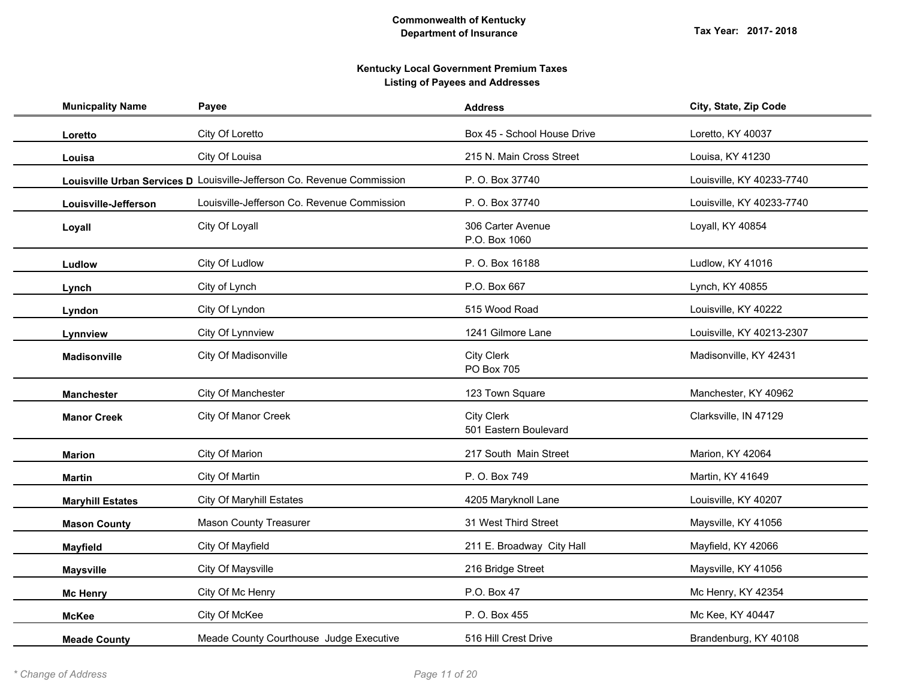**Commonwealth of Kentucky**
**Department of Insurance**

**Tax Year: 2017- 2018**

## Kentucky Local Government Premium Taxes
## Listing of Payees and Addresses

| Municpality Name | Payee | Address | City, State, Zip Code |
|---|---|---|---|
| **Loretto** | City Of Loretto | Box 45 - School House Drive | Loretto, KY 40037 |
| **Louisa** | City Of Louisa | 215 N. Main Cross Street | Louisa, KY 41230 |
| **Louisville Urban Services D** | Louisville-Jefferson Co. Revenue Commission | P. O. Box 37740 | Louisville, KY 40233-7740 |
| **Louisville-Jefferson** | Louisville-Jefferson Co. Revenue Commission | P. O. Box 37740 | Louisville, KY 40233-7740 |
| **Loyall** | City Of Loyall | 306 Carter Avenue<br>P.O. Box 1060 | Loyall, KY 40854 |
| **Ludlow** | City Of Ludlow | P. O. Box 16188 | Ludlow, KY 41016 |
| **Lynch** | City of Lynch | P.O. Box 667 | Lynch, KY 40855 |
| **Lyndon** | City Of Lyndon | 515 Wood Road | Louisville, KY 40222 |
| **Lynnview** | City Of Lynnview | 1241 Gilmore Lane | Louisville, KY 40213-2307 |
| **Madisonville** | City Of Madisonville | City Clerk<br>PO Box 705 | Madisonville, KY 42431 |
| **Manchester** | City Of Manchester | 123 Town Square | Manchester, KY 40962 |
| **Manor Creek** | City Of Manor Creek | City Clerk<br>501 Eastern Boulevard | Clarksville, IN 47129 |
| **Marion** | City Of Marion | 217 South Main Street | Marion, KY 42064 |
| **Martin** | City Of Martin | P. O. Box 749 | Martin, KY 41649 |
| **Maryhill Estates** | City Of Maryhill Estates | 4205 Maryknoll Lane | Louisville, KY 40207 |
| **Mason County** | Mason County Treasurer | 31 West Third Street | Maysville, KY 41056 |
| **Mayfield** | City Of Mayfield | 211 E. Broadway City Hall | Mayfield, KY 42066 |
| **Maysville** | City Of Maysville | 216 Bridge Street | Maysville, KY 41056 |
| **Mc Henry** | City Of Mc Henry | P.O. Box 47 | Mc Henry, KY 42354 |
| **McKee** | City Of McKee | P. O. Box 455 | Mc Kee, KY 40447 |
| **Meade County** | Meade County Courthouse Judge Executive | 516 Hill Crest Drive | Brandenburg, KY 40108 |

*\* Change of Address*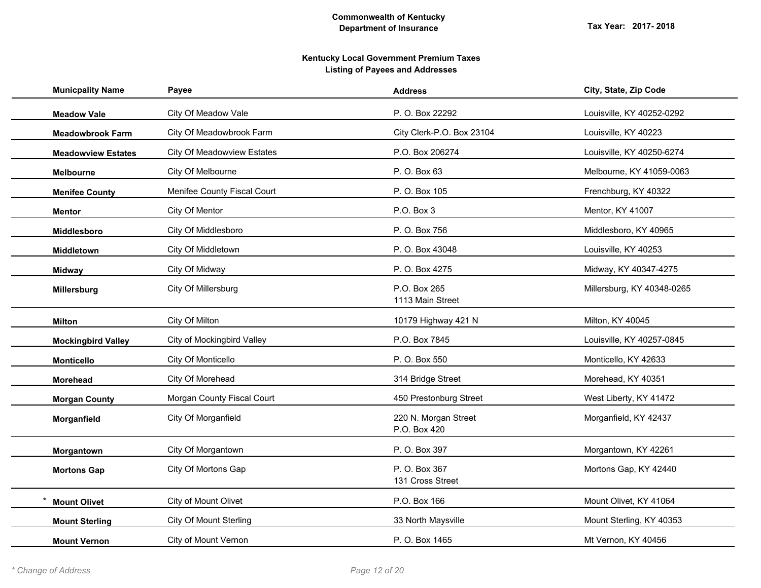**Commonwealth of Kentucky**
**Department of Insurance**

**Tax Year: 2017- 2018**

**Kentucky Local Government Premium Taxes**
**Listing of Payees and Addresses**

| Municpality Name | Payee | Address | City, State, Zip Code |
|---|---|---|---|
| **Meadow Vale** | City Of Meadow Vale | P. O. Box 22292 | Louisville, KY 40252-0292 |
| **Meadowbrook Farm** | City Of Meadowbrook Farm | City Clerk-P.O. Box 23104 | Louisville, KY 40223 |
| **Meadowview Estates** | City Of Meadowview Estates | P.O. Box 206274 | Louisville, KY 40250-6274 |
| **Melbourne** | City Of Melbourne | P. O. Box 63 | Melbourne, KY 41059-0063 |
| **Menifee County** | Menifee County Fiscal Court | P. O. Box 105 | Frenchburg, KY 40322 |
| **Mentor** | City Of Mentor | P.O. Box 3 | Mentor, KY 41007 |
| **Middlesboro** | City Of Middlesboro | P. O. Box 756 | Middlesboro, KY 40965 |
| **Middletown** | City Of Middletown | P. O. Box 43048 | Louisville, KY 40253 |
| **Midway** | City Of Midway | P. O. Box 4275 | Midway, KY 40347-4275 |
| **Millersburg** | City Of Millersburg | P.O. Box 265<br>1113 Main Street | Millersburg, KY 40348-0265 |
| **Milton** | City Of Milton | 10179 Highway 421 N | Milton, KY 40045 |
| **Mockingbird Valley** | City of Mockingbird Valley | P.O. Box 7845 | Louisville, KY 40257-0845 |
| **Monticello** | City Of Monticello | P. O. Box 550 | Monticello, KY 42633 |
| **Morehead** | City Of Morehead | 314 Bridge Street | Morehead, KY 40351 |
| **Morgan County** | Morgan County Fiscal Court | 450 Prestonburg Street | West Liberty, KY 41472 |
| **Morganfield** | City Of Morganfield | 220 N. Morgan Street<br>P.O. Box 420 | Morganfield, KY 42437 |
| **Morgantown** | City Of Morgantown | P. O. Box 397 | Morgantown, KY 42261 |
| **Mortons Gap** | City Of Mortons Gap | P. O. Box 367<br>131 Cross Street | Mortons Gap, KY 42440 |
| * **Mount Olivet** | City of Mount Olivet | P.O. Box 166 | Mount Olivet, KY 41064 |
| **Mount Sterling** | City Of Mount Sterling | 33 North Maysville | Mount Sterling, KY 40353 |
| **Mount Vernon** | City of Mount Vernon | P. O. Box 1465 | Mt Vernon, KY 40456 |

*\* Change of Address*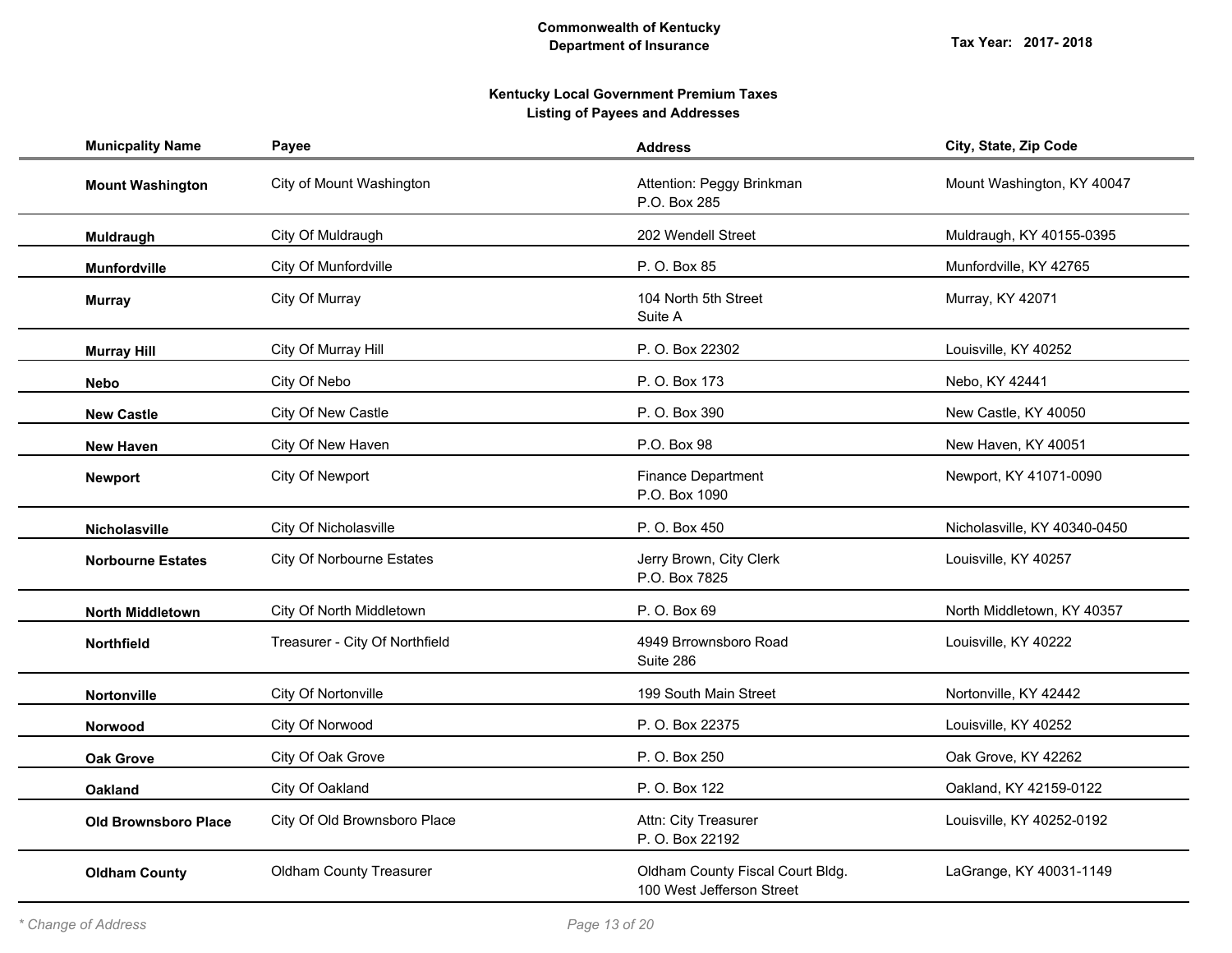**Commonwealth of Kentucky**
**Department of Insurance**

**Tax Year: 2017- 2018**

**Kentucky Local Government Premium Taxes**
**Listing of Payees and Addresses**

| Municpality Name | Payee | Address | City, State, Zip Code |
|---|---|---|---|
| **Mount Washington** | City of Mount Washington | Attention: Peggy Brinkman<br>P.O. Box 285 | Mount Washington, KY 40047 |
| **Muldraugh** | City Of Muldraugh | 202 Wendell Street | Muldraugh, KY 40155-0395 |
| **Munfordville** | City Of Munfordville | P. O. Box 85 | Munfordville, KY 42765 |
| **Murray** | City Of Murray | 104 North 5th Street<br>Suite A | Murray, KY 42071 |
| **Murray Hill** | City Of Murray Hill | P. O. Box 22302 | Louisville, KY 40252 |
| **Nebo** | City Of Nebo | P. O. Box 173 | Nebo, KY 42441 |
| **New Castle** | City Of New Castle | P. O. Box 390 | New Castle, KY 40050 |
| **New Haven** | City Of New Haven | P.O. Box 98 | New Haven, KY 40051 |
| **Newport** | City Of Newport | Finance Department<br>P.O. Box 1090 | Newport, KY 41071-0090 |
| **Nicholasville** | City Of Nicholasville | P. O. Box 450 | Nicholasville, KY 40340-0450 |
| **Norbourne Estates** | City Of Norbourne Estates | Jerry Brown, City Clerk<br>P.O. Box 7825 | Louisville, KY 40257 |
| **North Middletown** | City Of North Middletown | P. O. Box 69 | North Middletown, KY 40357 |
| **Northfield** | Treasurer - City Of Northfield | 4949 Brrownsboro Road<br>Suite 286 | Louisville, KY 40222 |
| **Nortonville** | City Of Nortonville | 199 South Main Street | Nortonville, KY 42442 |
| **Norwood** | City Of Norwood | P. O. Box 22375 | Louisville, KY 40252 |
| **Oak Grove** | City Of Oak Grove | P. O. Box 250 | Oak Grove, KY 42262 |
| **Oakland** | City Of Oakland | P. O. Box 122 | Oakland, KY 42159-0122 |
| **Old Brownsboro Place** | City Of Old Brownsboro Place | Attn: City Treasurer<br>P. O. Box 22192 | Louisville, KY 40252-0192 |
| **Oldham County** | Oldham County Treasurer | Oldham County Fiscal Court Bldg.<br>100 West Jefferson Street | LaGrange, KY 40031-1149 |

*\* Change of Address*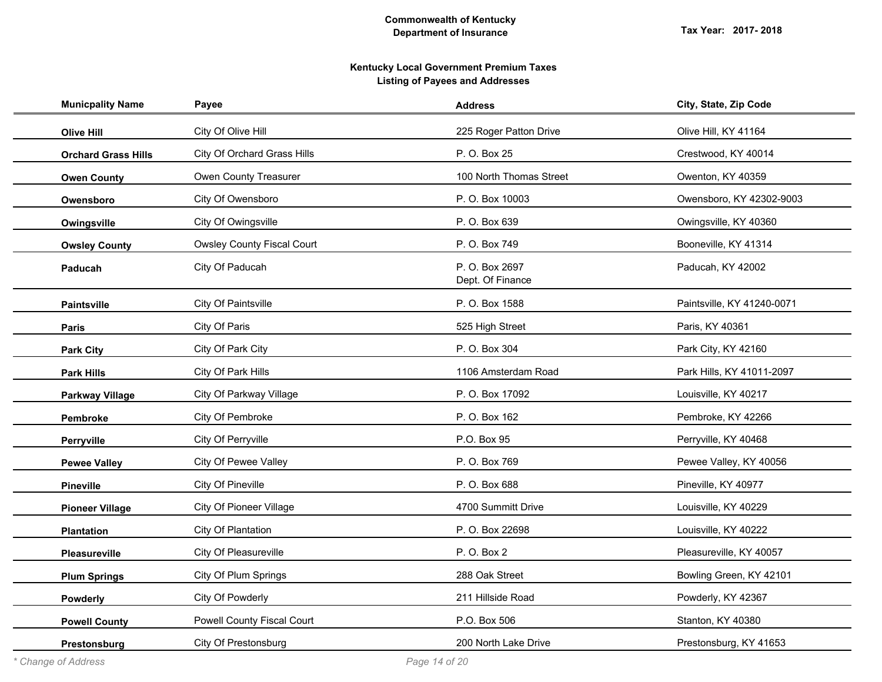**Commonwealth of Kentucky**
**Department of Insurance**

Tax Year: 2017- 2018

## Kentucky Local Government Premium Taxes
## Listing of Payees and Addresses

| Municpality Name | Payee | Address | City, State, Zip Code |
|---|---|---|---|
| **Olive Hill** | City Of Olive Hill | 225 Roger Patton Drive | Olive Hill, KY 41164 |
| **Orchard Grass Hills** | City Of Orchard Grass Hills | P. O. Box 25 | Crestwood, KY 40014 |
| **Owen County** | Owen County Treasurer | 100 North Thomas Street | Owenton, KY 40359 |
| **Owensboro** | City Of Owensboro | P. O. Box 10003 | Owensboro, KY 42302-9003 |
| **Owingsville** | City Of Owingsville | P. O. Box 639 | Owingsville, KY 40360 |
| **Owsley County** | Owsley County Fiscal Court | P. O. Box 749 | Booneville, KY 41314 |
| **Paducah** | City Of Paducah | P. O. Box 2697<br>Dept. Of Finance | Paducah, KY 42002 |
| **Paintsville** | City Of Paintsville | P. O. Box 1588 | Paintsville, KY 41240-0071 |
| **Paris** | City Of Paris | 525 High Street | Paris, KY 40361 |
| **Park City** | City Of Park City | P. O. Box 304 | Park City, KY 42160 |
| **Park Hills** | City Of Park Hills | 1106 Amsterdam Road | Park Hills, KY 41011-2097 |
| **Parkway Village** | City Of Parkway Village | P. O. Box 17092 | Louisville, KY 40217 |
| **Pembroke** | City Of Pembroke | P. O. Box 162 | Pembroke, KY 42266 |
| **Perryville** | City Of Perryville | P.O. Box 95 | Perryville, KY 40468 |
| **Pewee Valley** | City Of Pewee Valley | P. O. Box 769 | Pewee Valley, KY 40056 |
| **Pineville** | City Of Pineville | P. O. Box 688 | Pineville, KY 40977 |
| **Pioneer Village** | City Of Pioneer Village | 4700 Summitt Drive | Louisville, KY 40229 |
| **Plantation** | City Of Plantation | P. O. Box 22698 | Louisville, KY 40222 |
| **Pleasureville** | City Of Pleasureville | P. O. Box 2 | Pleasureville, KY 40057 |
| **Plum Springs** | City Of Plum Springs | 288 Oak Street | Bowling Green, KY 42101 |
| **Powderly** | City Of Powderly | 211 Hillside Road | Powderly, KY 42367 |
| **Powell County** | Powell County Fiscal Court | P.O. Box 506 | Stanton, KY 40380 |
| **Prestonsburg** | City Of Prestonsburg | 200 North Lake Drive | Prestonsburg, KY 41653 |

*\* Change of Address*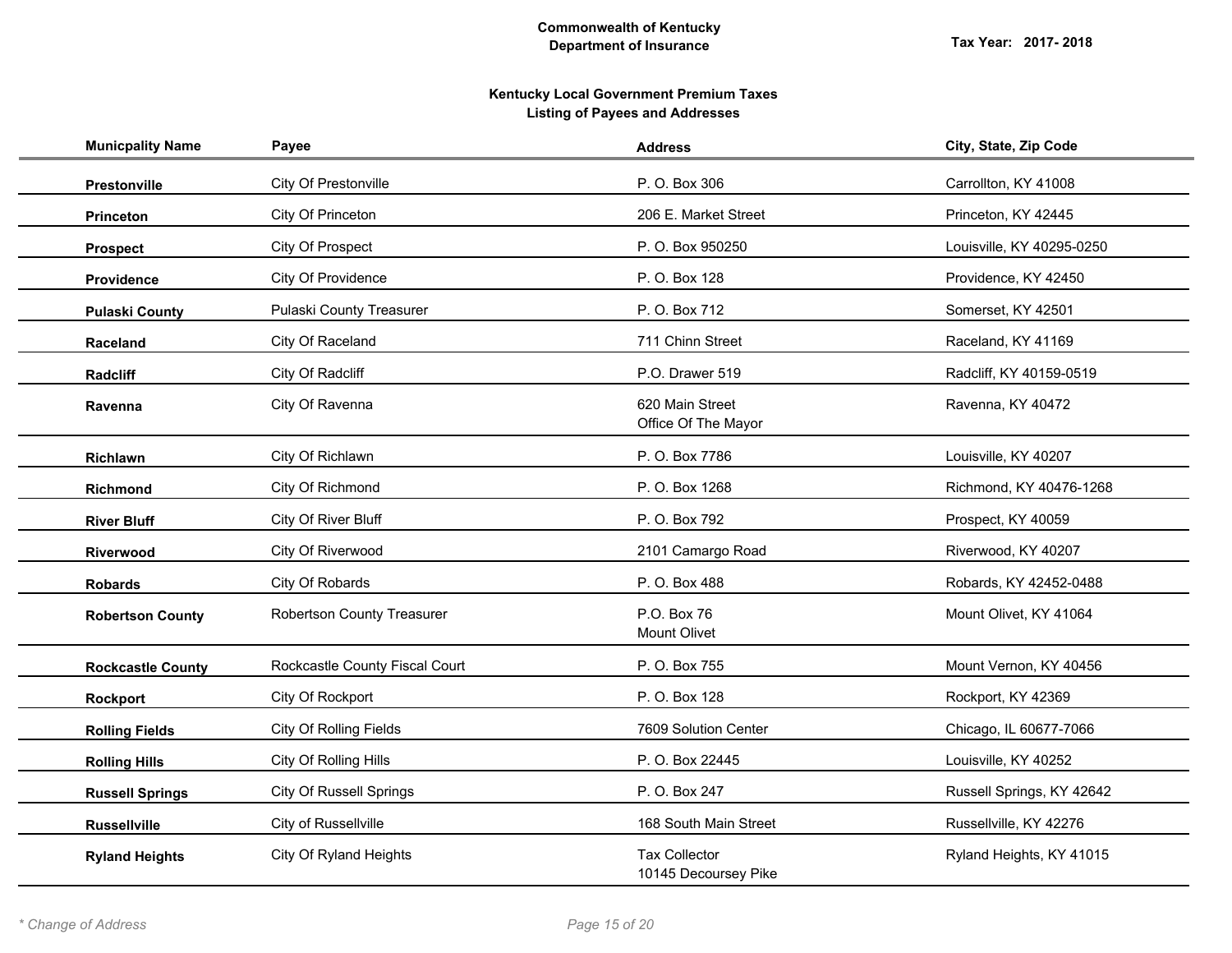**Commonwealth of Kentucky**
**Department of Insurance**

**Tax Year: 2017- 2018**

## Kentucky Local Government Premium Taxes
### Listing of Payees and Addresses

| Municpality Name | Payee | Address | City, State, Zip Code |
|---|---|---|---|
| **Prestonville** | City Of Prestonville | P. O. Box 306 | Carrollton, KY 41008 |
| **Princeton** | City Of Princeton | 206 E. Market Street | Princeton, KY 42445 |
| **Prospect** | City Of Prospect | P. O. Box 950250 | Louisville, KY 40295-0250 |
| **Providence** | City Of Providence | P. O. Box 128 | Providence, KY 42450 |
| **Pulaski County** | Pulaski County Treasurer | P. O. Box 712 | Somerset, KY 42501 |
| **Raceland** | City Of Raceland | 711 Chinn Street | Raceland, KY 41169 |
| **Radcliff** | City Of Radcliff | P.O. Drawer 519 | Radcliff, KY 40159-0519 |
| **Ravenna** | City Of Ravenna | 620 Main Street<br>Office Of The Mayor | Ravenna, KY 40472 |
| **Richlawn** | City Of Richlawn | P. O. Box 7786 | Louisville, KY 40207 |
| **Richmond** | City Of Richmond | P. O. Box 1268 | Richmond, KY 40476-1268 |
| **River Bluff** | City Of River Bluff | P. O. Box 792 | Prospect, KY 40059 |
| **Riverwood** | City Of Riverwood | 2101 Camargo Road | Riverwood, KY 40207 |
| **Robards** | City Of Robards | P. O. Box 488 | Robards, KY 42452-0488 |
| **Robertson County** | Robertson County Treasurer | P.O. Box 76<br>Mount Olivet | Mount Olivet, KY 41064 |
| **Rockcastle County** | Rockcastle County Fiscal Court | P. O. Box 755 | Mount Vernon, KY 40456 |
| **Rockport** | City Of Rockport | P. O. Box 128 | Rockport, KY 42369 |
| **Rolling Fields** | City Of Rolling Fields | 7609 Solution Center | Chicago, IL 60677-7066 |
| **Rolling Hills** | City Of Rolling Hills | P. O. Box 22445 | Louisville, KY 40252 |
| **Russell Springs** | City Of Russell Springs | P. O. Box 247 | Russell Springs, KY 42642 |
| **Russellville** | City of Russellville | 168 South Main Street | Russellville, KY 42276 |
| **Ryland Heights** | City Of Ryland Heights | Tax Collector<br>10145 Decoursey Pike | Ryland Heights, KY 41015 |

*\* Change of Address*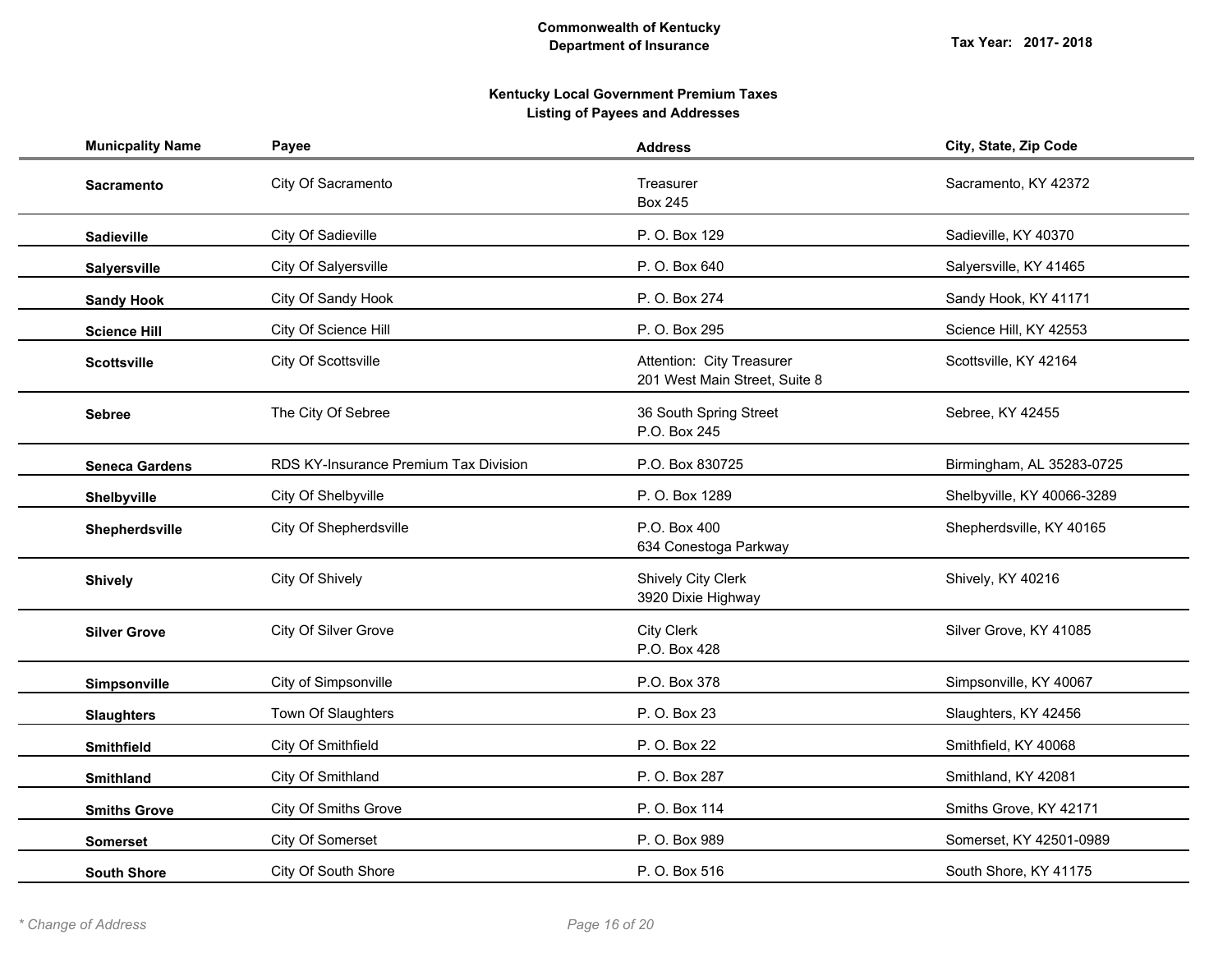**Commonwealth of Kentucky**
**Department of Insurance**

**Tax Year: 2017- 2018**

**Kentucky Local Government Premium Taxes**
**Listing of Payees and Addresses**

| Municpality Name | Payee | Address | City, State, Zip Code |
|---|---|---|---|
| **Sacramento** | City Of Sacramento | Treasurer<br>Box 245 | Sacramento, KY 42372 |
| **Sadieville** | City Of Sadieville | P. O. Box 129 | Sadieville, KY 40370 |
| **Salyersville** | City Of Salyersville | P. O. Box 640 | Salyersville, KY 41465 |
| **Sandy Hook** | City Of Sandy Hook | P. O. Box 274 | Sandy Hook, KY 41171 |
| **Science Hill** | City Of Science Hill | P. O. Box 295 | Science Hill, KY 42553 |
| **Scottsville** | City Of Scottsville | Attention: City Treasurer<br>201 West Main Street, Suite 8 | Scottsville, KY 42164 |
| **Sebree** | The City Of Sebree | 36 South Spring Street<br>P.O. Box 245 | Sebree, KY 42455 |
| **Seneca Gardens** | RDS KY-Insurance Premium Tax Division | P.O. Box 830725 | Birmingham, AL 35283-0725 |
| **Shelbyville** | City Of Shelbyville | P. O. Box 1289 | Shelbyville, KY 40066-3289 |
| **Shepherdsville** | City Of Shepherdsville | P.O. Box 400<br>634 Conestoga Parkway | Shepherdsville, KY 40165 |
| **Shively** | City Of Shively | Shively City Clerk<br>3920 Dixie Highway | Shively, KY 40216 |
| **Silver Grove** | City Of Silver Grove | City Clerk<br>P.O. Box 428 | Silver Grove, KY 41085 |
| **Simpsonville** | City of Simpsonville | P.O. Box 378 | Simpsonville, KY 40067 |
| **Slaughters** | Town Of Slaughters | P. O. Box 23 | Slaughters, KY 42456 |
| **Smithfield** | City Of Smithfield | P. O. Box 22 | Smithfield, KY 40068 |
| **Smithland** | City Of Smithland | P. O. Box 287 | Smithland, KY 42081 |
| **Smiths Grove** | City Of Smiths Grove | P. O. Box 114 | Smiths Grove, KY 42171 |
| **Somerset** | City Of Somerset | P. O. Box 989 | Somerset, KY 42501-0989 |
| **South Shore** | City Of South Shore | P. O. Box 516 | South Shore, KY 41175 |

*\* Change of Address*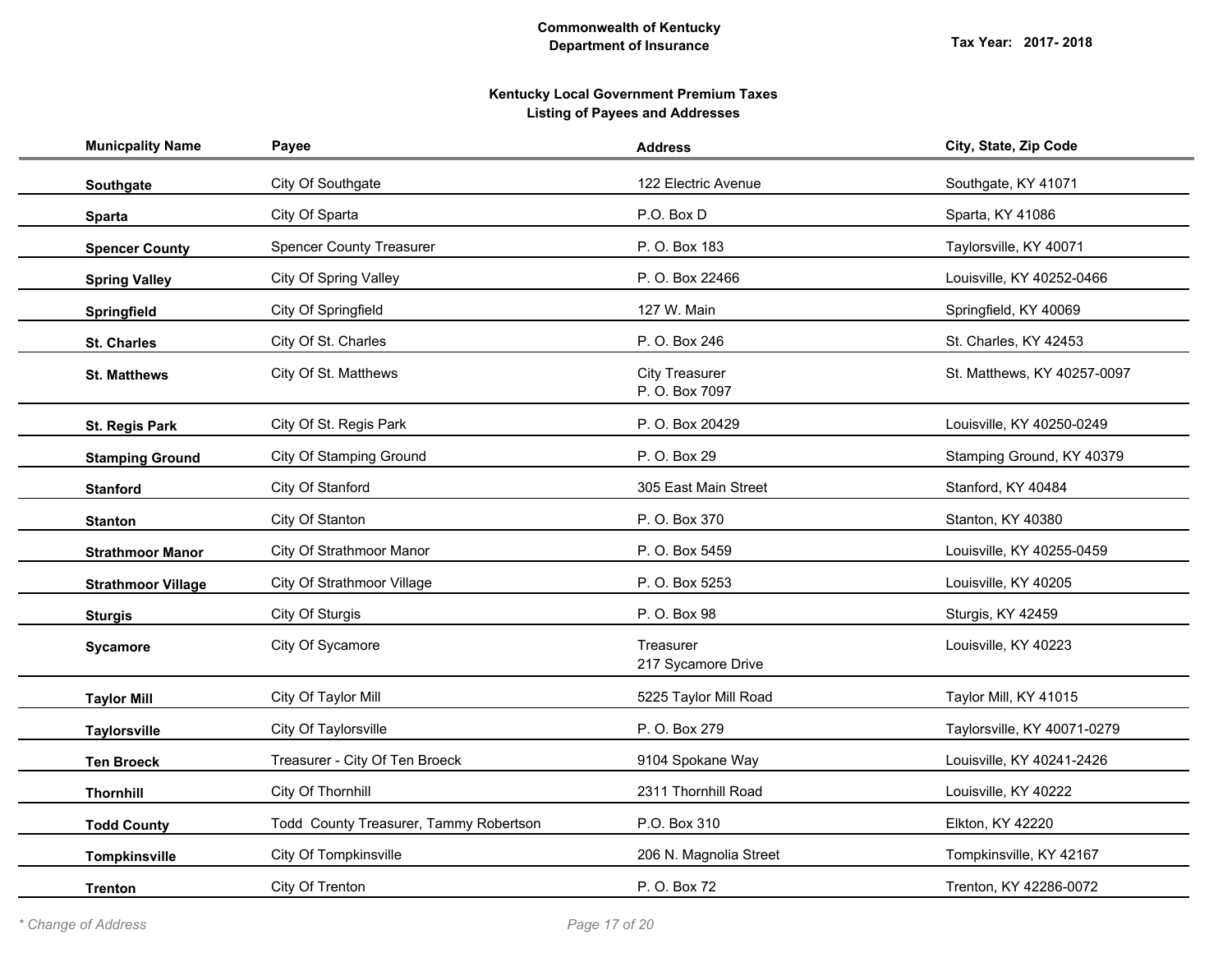**Commonwealth of Kentucky**
**Department of Insurance**

Tax Year: 2017- 2018

**Kentucky Local Government Premium Taxes**
**Listing of Payees and Addresses**

| Municpality Name | Payee | Address | City, State, Zip Code |
|---|---|---|---|
| **Southgate** | City Of Southgate | 122 Electric Avenue | Southgate, KY 41071 |
| **Sparta** | City Of Sparta | P.O. Box D | Sparta, KY 41086 |
| **Spencer County** | Spencer County Treasurer | P. O. Box 183 | Taylorsville, KY 40071 |
| **Spring Valley** | City Of Spring Valley | P. O. Box 22466 | Louisville, KY 40252-0466 |
| **Springfield** | City Of Springfield | 127 W. Main | Springfield, KY 40069 |
| **St. Charles** | City Of St. Charles | P. O. Box 246 | St. Charles, KY 42453 |
| **St. Matthews** | City Of St. Matthews | City Treasurer<br>P. O. Box 7097 | St. Matthews, KY 40257-0097 |
| **St. Regis Park** | City Of St. Regis Park | P. O. Box 20429 | Louisville, KY 40250-0249 |
| **Stamping Ground** | City Of Stamping Ground | P. O. Box 29 | Stamping Ground, KY 40379 |
| **Stanford** | City Of Stanford | 305 East Main Street | Stanford, KY 40484 |
| **Stanton** | City Of Stanton | P. O. Box 370 | Stanton, KY 40380 |
| **Strathmoor Manor** | City Of Strathmoor Manor | P. O. Box 5459 | Louisville, KY 40255-0459 |
| **Strathmoor Village** | City Of Strathmoor Village | P. O. Box 5253 | Louisville, KY 40205 |
| **Sturgis** | City Of Sturgis | P. O. Box 98 | Sturgis, KY 42459 |
| **Sycamore** | City Of Sycamore | Treasurer<br>217 Sycamore Drive | Louisville, KY 40223 |
| **Taylor Mill** | City Of Taylor Mill | 5225 Taylor Mill Road | Taylor Mill, KY 41015 |
| **Taylorsville** | City Of Taylorsville | P. O. Box 279 | Taylorsville, KY 40071-0279 |
| **Ten Broeck** | Treasurer - City Of Ten Broeck | 9104 Spokane Way | Louisville, KY 40241-2426 |
| **Thornhill** | City Of Thornhill | 2311 Thornhill Road | Louisville, KY 40222 |
| **Todd County** | Todd County Treasurer, Tammy Robertson | P.O. Box 310 | Elkton, KY 42220 |
| **Tompkinsville** | City Of Tompkinsville | 206 N. Magnolia Street | Tompkinsville, KY 42167 |
| **Trenton** | City Of Trenton | P. O. Box 72 | Trenton, KY 42286-0072 |

*\* Change of Address*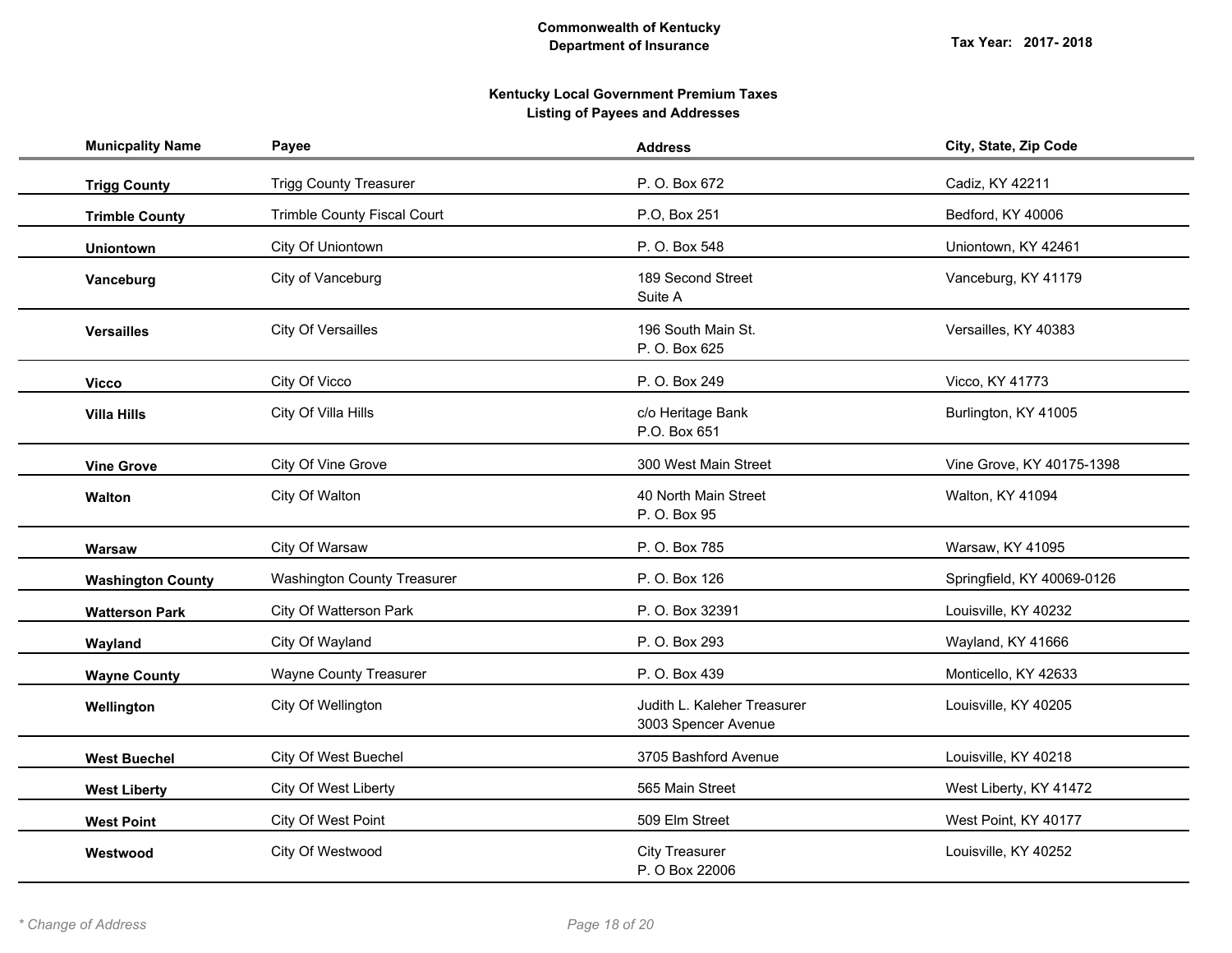**Commonwealth of Kentucky**
**Department of Insurance**

**Tax Year: 2017- 2018**

**Kentucky Local Government Premium Taxes**
**Listing of Payees and Addresses**

| Municpality Name | Payee | Address | City, State, Zip Code |
|---|---|---|---|
| **Trigg County** | Trigg County Treasurer | P. O. Box 672 | Cadiz, KY 42211 |
| **Trimble County** | Trimble County Fiscal Court | P.O, Box 251 | Bedford, KY 40006 |
| **Uniontown** | City Of Uniontown | P. O. Box 548 | Uniontown, KY 42461 |
| **Vanceburg** | City of Vanceburg | 189 Second Street<br>Suite A | Vanceburg, KY 41179 |
| **Versailles** | City Of Versailles | 196 South Main St.<br>P. O. Box 625 | Versailles, KY 40383 |
| **Vicco** | City Of Vicco | P. O. Box 249 | Vicco, KY 41773 |
| **Villa Hills** | City Of Villa Hills | c/o Heritage Bank<br>P.O. Box 651 | Burlington, KY 41005 |
| **Vine Grove** | City Of Vine Grove | 300 West Main Street | Vine Grove, KY 40175-1398 |
| **Walton** | City Of Walton | 40 North Main Street<br>P. O. Box 95 | Walton, KY 41094 |
| **Warsaw** | City Of Warsaw | P. O. Box 785 | Warsaw, KY 41095 |
| **Washington County** | Washington County Treasurer | P. O. Box 126 | Springfield, KY 40069-0126 |
| **Watterson Park** | City Of Watterson Park | P. O. Box 32391 | Louisville, KY 40232 |
| **Wayland** | City Of Wayland | P. O. Box 293 | Wayland, KY 41666 |
| **Wayne County** | Wayne County Treasurer | P. O. Box 439 | Monticello, KY 42633 |
| **Wellington** | City Of Wellington | Judith L. Kaleher Treasurer<br>3003 Spencer Avenue | Louisville, KY 40205 |
| **West Buechel** | City Of West Buechel | 3705 Bashford Avenue | Louisville, KY 40218 |
| **West Liberty** | City Of West Liberty | 565 Main Street | West Liberty, KY 41472 |
| **West Point** | City Of West Point | 509 Elm Street | West Point, KY 40177 |
| **Westwood** | City Of Westwood | City Treasurer<br>P. O Box 22006 | Louisville, KY 40252 |

*\* Change of Address*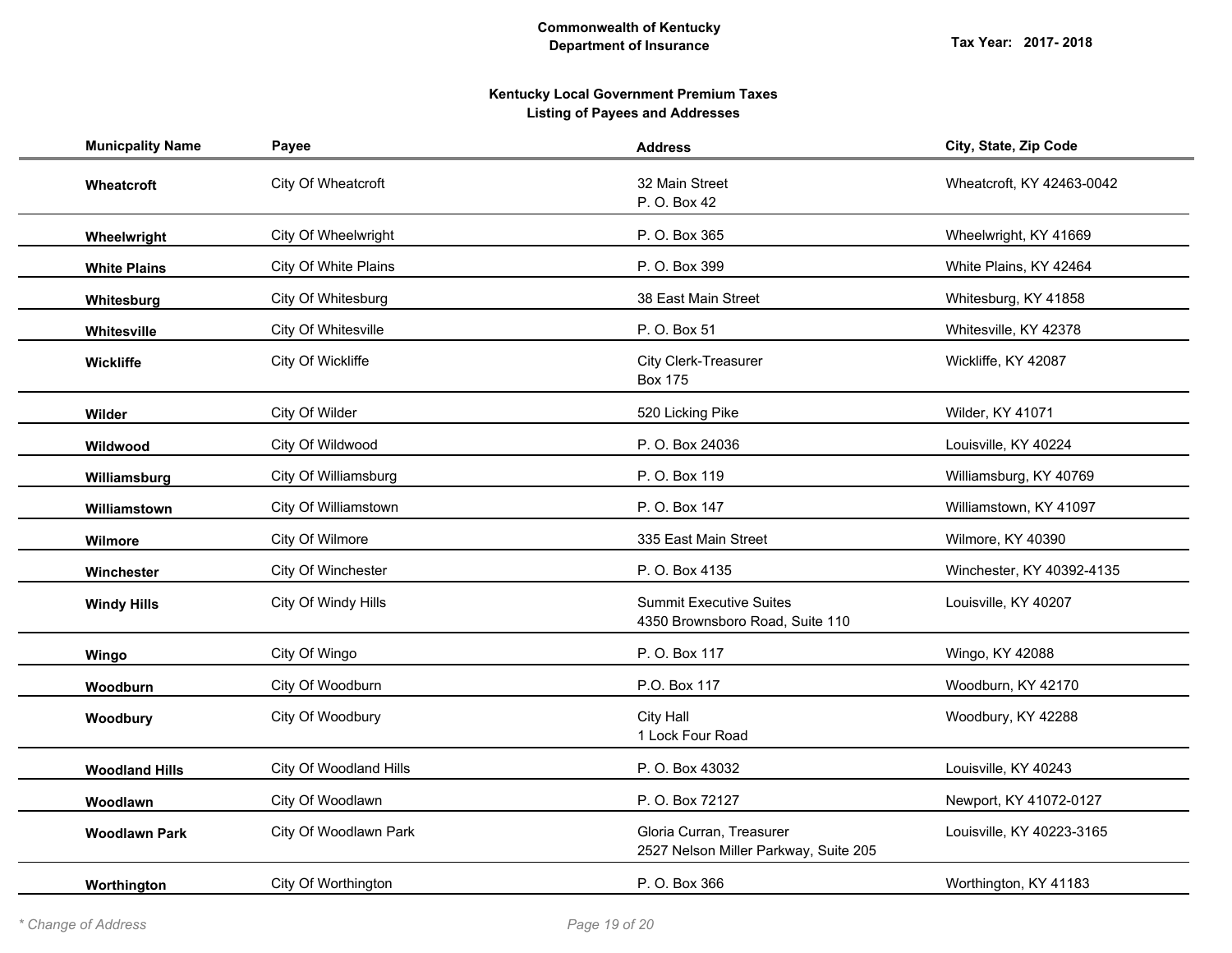**Commonwealth of Kentucky**
**Department of Insurance**

**Tax Year: 2017- 2018**

**Kentucky Local Government Premium Taxes**
**Listing of Payees and Addresses**

| Municpality Name | Payee | Address | City, State, Zip Code |
|---|---|---|---|
| **Wheatcroft** | City Of Wheatcroft | 32 Main Street<br>P. O. Box 42 | Wheatcroft, KY 42463-0042 |
| **Wheelwright** | City Of Wheelwright | P. O. Box 365 | Wheelwright, KY 41669 |
| **White Plains** | City Of White Plains | P. O. Box 399 | White Plains, KY 42464 |
| **Whitesburg** | City Of Whitesburg | 38 East Main Street | Whitesburg, KY 41858 |
| **Whitesville** | City Of Whitesville | P. O. Box 51 | Whitesville, KY 42378 |
| **Wickliffe** | City Of Wickliffe | City Clerk-Treasurer<br>Box 175 | Wickliffe, KY 42087 |
| **Wilder** | City Of Wilder | 520 Licking Pike | Wilder, KY 41071 |
| **Wildwood** | City Of Wildwood | P. O. Box 24036 | Louisville, KY 40224 |
| **Williamsburg** | City Of Williamsburg | P. O. Box 119 | Williamsburg, KY 40769 |
| **Williamstown** | City Of Williamstown | P. O. Box 147 | Williamstown, KY 41097 |
| **Wilmore** | City Of Wilmore | 335 East Main Street | Wilmore, KY 40390 |
| **Winchester** | City Of Winchester | P. O. Box 4135 | Winchester, KY 40392-4135 |
| **Windy Hills** | City Of Windy Hills | Summit Executive Suites<br>4350 Brownsboro Road, Suite 110 | Louisville, KY 40207 |
| **Wingo** | City Of Wingo | P. O. Box 117 | Wingo, KY 42088 |
| **Woodburn** | City Of Woodburn | P.O. Box 117 | Woodburn, KY 42170 |
| **Woodbury** | City Of Woodbury | City Hall<br>1 Lock Four Road | Woodbury, KY 42288 |
| **Woodland Hills** | City Of Woodland Hills | P. O. Box 43032 | Louisville, KY 40243 |
| **Woodlawn** | City Of Woodlawn | P. O. Box 72127 | Newport, KY 41072-0127 |
| **Woodlawn Park** | City Of Woodlawn Park | Gloria Curran, Treasurer<br>2527 Nelson Miller Parkway, Suite 205 | Louisville, KY 40223-3165 |
| **Worthington** | City Of Worthington | P. O. Box 366 | Worthington, KY 41183 |

*\* Change of Address*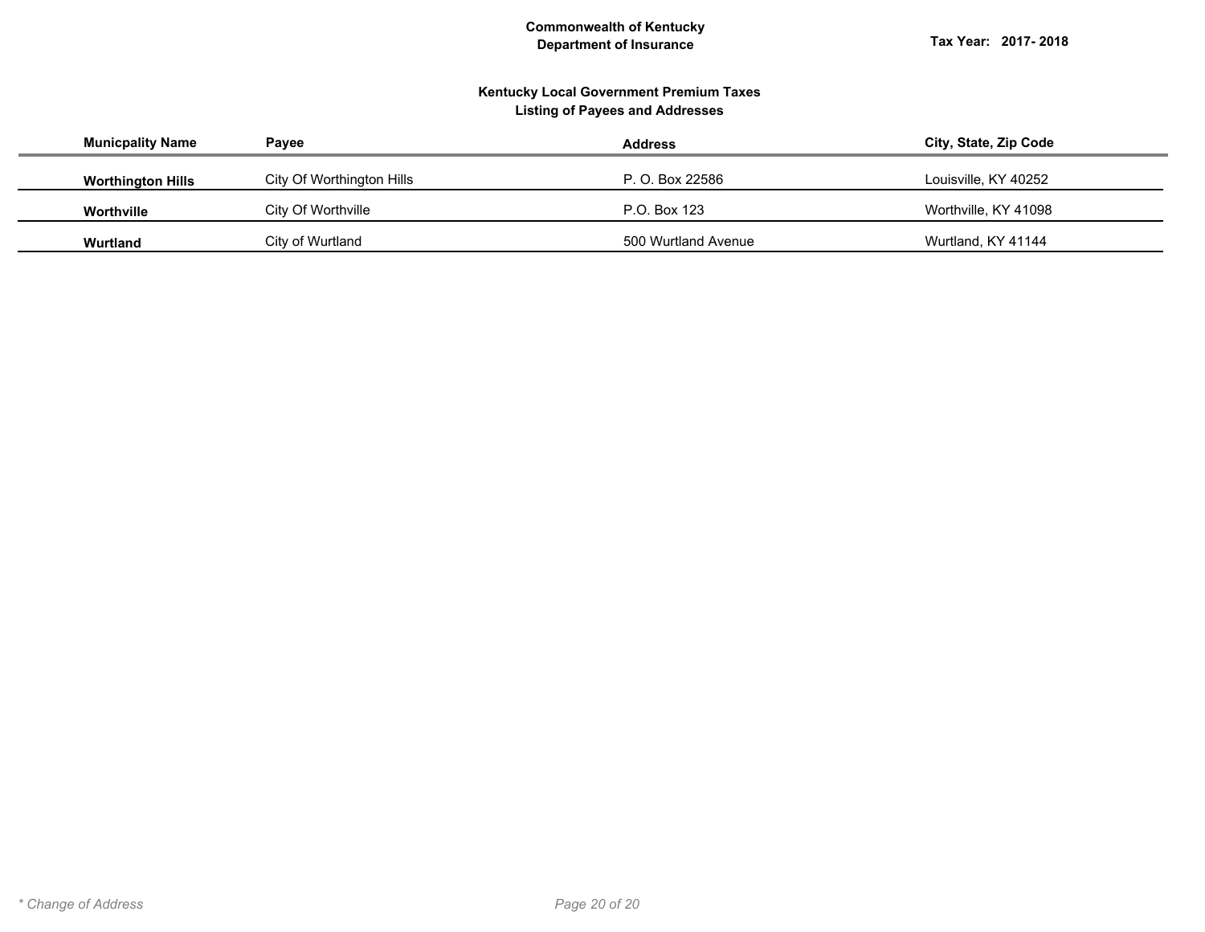| Municpality Name | Payee | Address | City, State, Zip Code |
|---|---|---|---|
| **Worthington Hills** | City Of Worthington Hills | P. O. Box 22586 | Louisville, KY 40252 |
| **Worthville** | City Of Worthville | P.O. Box 123 | Worthville, KY 41098 |
| **Wurtland** | City of Wurtland | 500 Wurtland Avenue | Wurtland, KY 41144 |

*\* Change of Address*